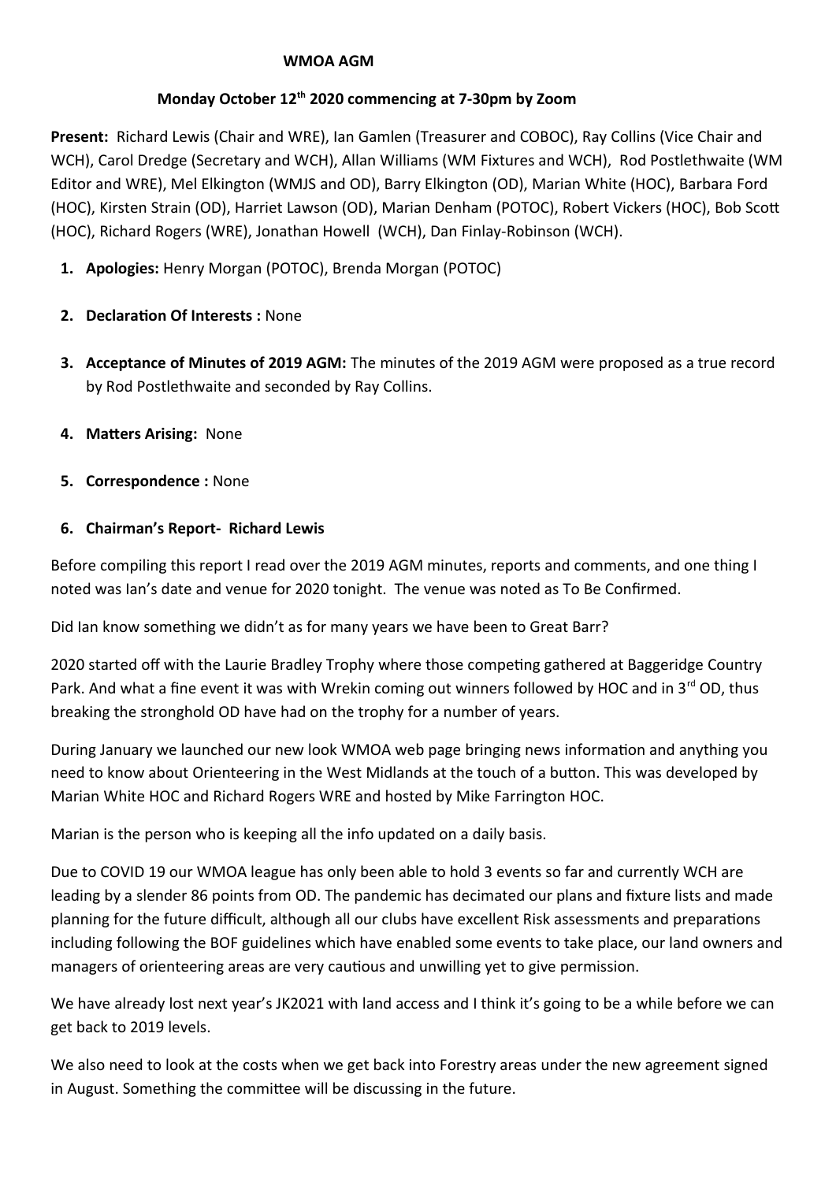# WMOA AGM

## Monday October 12th 2020 commencing at 7-30pm by Zoom

**Present:** Richard Lewis (Chair and WRE), Ian Gamlen (Treasurer and COBOC), Ray Collins (Vice Chair and WCH), Carol Dredge (Secretary and WCH), Allan Williams (WM Fixtures and WCH), Rod Postlethwaite (WM Editor and WRE), Mel Elkington (WMJS and OD), Barry Elkington (OD), Marian White (HOC), Barbara Ford (HOC), Kirsten Strain (OD), Harriet Lawson (OD), Marian Denham (POTOC), Robert Vickers (HOC), Bob Scott (HOC), Richard Rogers (WRE), Jonathan Howell (WCH), Dan Finlay-Robinson (WCH).

1. **Apologies:** Henry Morgan (POTOC), Brenda Morgan (POTOC)
2. **Declaration Of Interests :** None
3. **Acceptance of Minutes of 2019 AGM:** The minutes of the 2019 AGM were proposed as a true record by Rod Postlethwaite and seconded by Ray Collins.
4. **Matters Arising:** None
5. **Correspondence :** None
6. **Chairman's Report- Richard Lewis**

Before compiling this report I read over the 2019 AGM minutes, reports and comments, and one thing I noted was Ian's date and venue for 2020 tonight. The venue was noted as To Be Confirmed.

Did Ian know something we didn't as for many years we have been to Great Barr?

2020 started off with the Laurie Bradley Trophy where those competing gathered at Baggeridge Country Park. And what a fine event it was with Wrekin coming out winners followed by HOC and in 3rd OD, thus breaking the stronghold OD have had on the trophy for a number of years.

During January we launched our new look WMOA web page bringing news information and anything you need to know about Orienteering in the West Midlands at the touch of a button. This was developed by Marian White HOC and Richard Rogers WRE and hosted by Mike Farrington HOC.

Marian is the person who is keeping all the info updated on a daily basis.

Due to COVID 19 our WMOA league has only been able to hold 3 events so far and currently WCH are leading by a slender 86 points from OD. The pandemic has decimated our plans and fixture lists and made planning for the future difficult, although all our clubs have excellent Risk assessments and preparations including following the BOF guidelines which have enabled some events to take place, our land owners and managers of orienteering areas are very cautious and unwilling yet to give permission.

We have already lost next year's JK2021 with land access and I think it's going to be a while before we can get back to 2019 levels.

We also need to look at the costs when we get back into Forestry areas under the new agreement signed in August. Something the committee will be discussing in the future.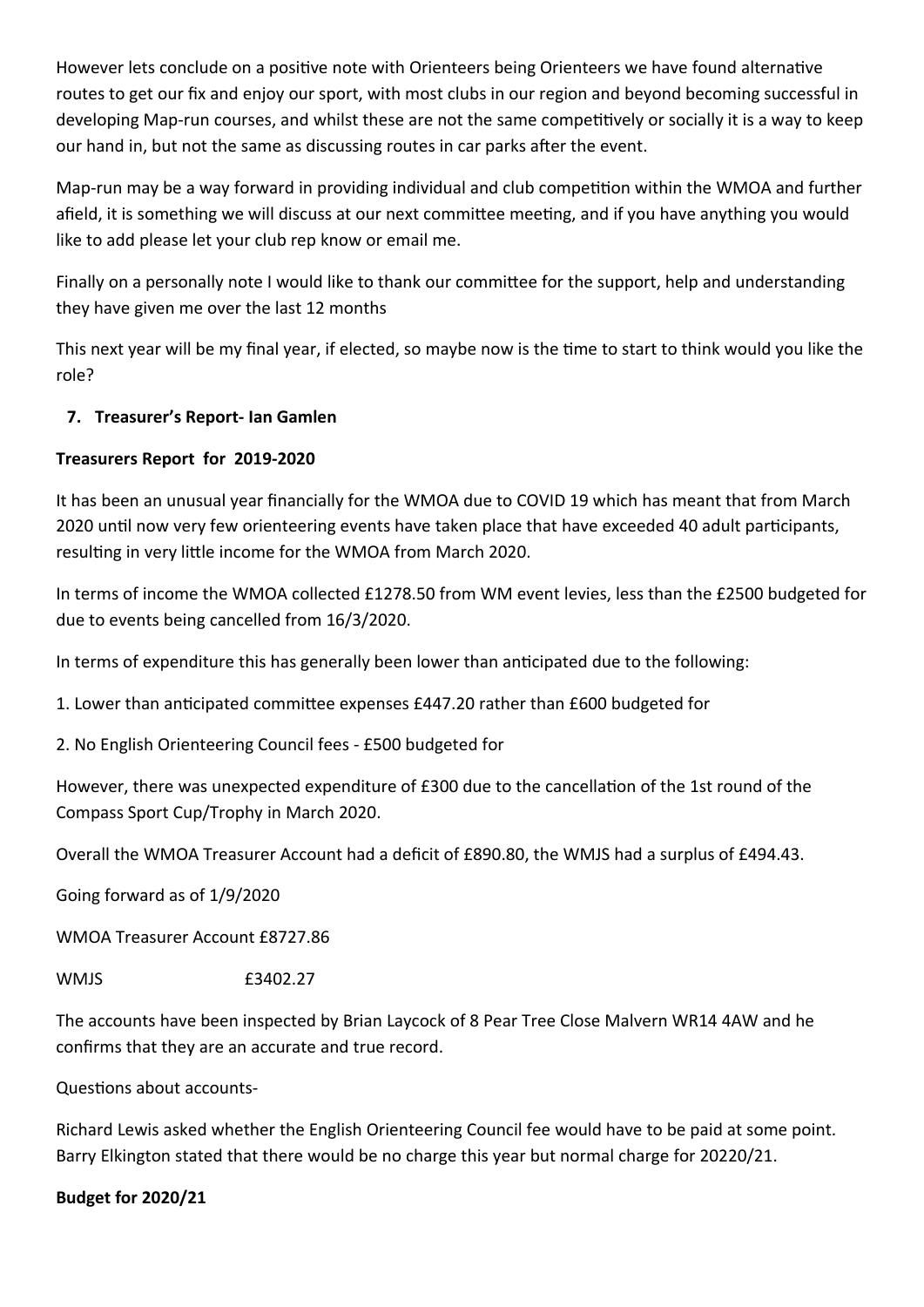However lets conclude on a positive note with Orienteers being Orienteers we have found alternative routes to get our fix and enjoy our sport, with most clubs in our region and beyond becoming successful in developing Map-run courses, and whilst these are not the same competitively or socially it is a way to keep our hand in, but not the same as discussing routes in car parks after the event.

Map-run may be a way forward in providing individual and club competition within the WMOA and further afield, it is something we will discuss at our next committee meeting, and if you have anything you would like to add please let your club rep know or email me.

Finally on a personally note I would like to thank our committee for the support, help and understanding they have given me over the last 12 months

This next year will be my final year, if elected, so maybe now is the time to start to think would you like the role?

**7. Treasurer's Report- Ian Gamlen**

**Treasurers Report for 2019-2020**

It has been an unusual year financially for the WMOA due to COVID 19 which has meant that from March 2020 until now very few orienteering events have taken place that have exceeded 40 adult participants, resulting in very little income for the WMOA from March 2020.

In terms of income the WMOA collected £1278.50 from WM event levies, less than the £2500 budgeted for due to events being cancelled from 16/3/2020.

In terms of expenditure this has generally been lower than anticipated due to the following:

1. Lower than anticipated committee expenses £447.20 rather than £600 budgeted for

2. No English Orienteering Council fees - £500 budgeted for

However, there was unexpected expenditure of £300 due to the cancellation of the 1st round of the Compass Sport Cup/Trophy in March 2020.

Overall the WMOA Treasurer Account had a deficit of £890.80, the WMJS had a surplus of £494.43.

Going forward as of 1/9/2020

WMOA Treasurer Account £8727.86

WMJS £3402.27

The accounts have been inspected by Brian Laycock of 8 Pear Tree Close Malvern WR14 4AW and he confirms that they are an accurate and true record.

Questions about accounts-

Richard Lewis asked whether the English Orienteering Council fee would have to be paid at some point. Barry Elkington stated that there would be no charge this year but normal charge for 20220/21.

**Budget for 2020/21**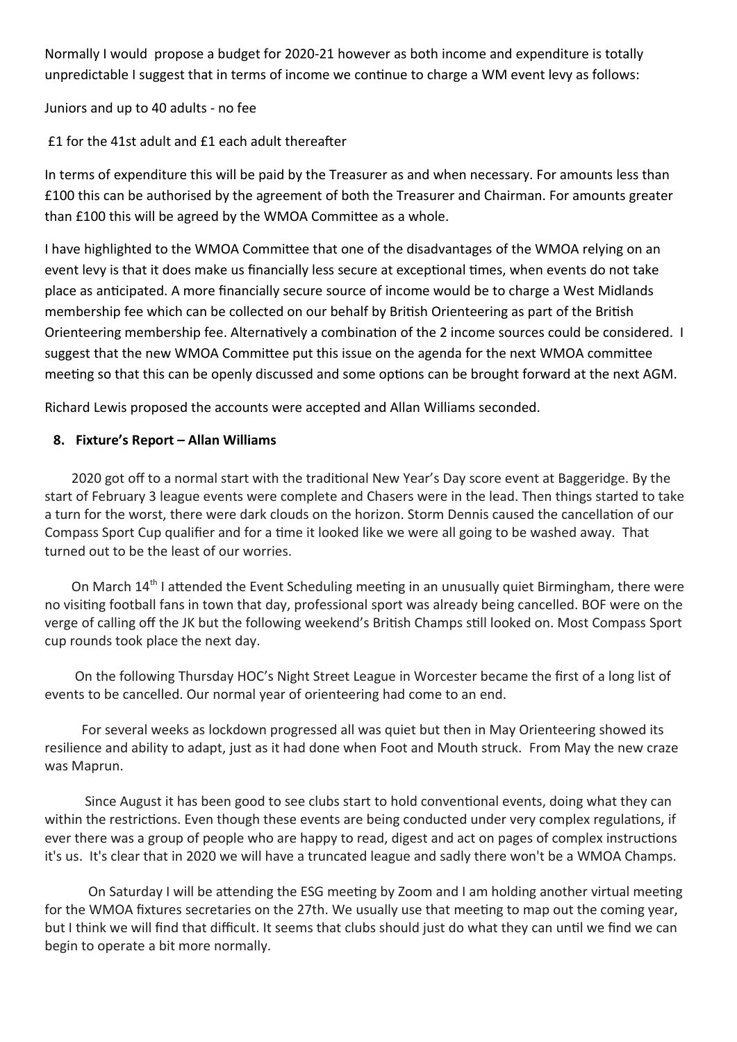Normally I would propose a budget for 2020-21 however as both income and expenditure is totally unpredictable I suggest that in terms of income we continue to charge a WM event levy as follows:

Juniors and up to 40 adults - no fee

£1 for the 41st adult and £1 each adult thereafter

In terms of expenditure this will be paid by the Treasurer as and when necessary. For amounts less than £100 this can be authorised by the agreement of both the Treasurer and Chairman. For amounts greater than £100 this will be agreed by the WMOA Committee as a whole.

I have highlighted to the WMOA Committee that one of the disadvantages of the WMOA relying on an event levy is that it does make us financially less secure at exceptional times, when events do not take place as anticipated. A more financially secure source of income would be to charge a West Midlands membership fee which can be collected on our behalf by British Orienteering as part of the British Orienteering membership fee. Alternatively a combination of the 2 income sources could be considered. I suggest that the new WMOA Committee put this issue on the agenda for the next WMOA committee meeting so that this can be openly discussed and some options can be brought forward at the next AGM.

Richard Lewis proposed the accounts were accepted and Allan Williams seconded.

## 8. Fixture's Report – Allan Williams

2020 got off to a normal start with the traditional New Year's Day score event at Baggeridge. By the start of February 3 league events were complete and Chasers were in the lead. Then things started to take a turn for the worst, there were dark clouds on the horizon. Storm Dennis caused the cancellation of our Compass Sport Cup qualifier and for a time it looked like we were all going to be washed away. That turned out to be the least of our worries.

On March 14th I attended the Event Scheduling meeting in an unusually quiet Birmingham, there were no visiting football fans in town that day, professional sport was already being cancelled. BOF were on the verge of calling off the JK but the following weekend's British Champs still looked on. Most Compass Sport cup rounds took place the next day.

On the following Thursday HOC's Night Street League in Worcester became the first of a long list of events to be cancelled. Our normal year of orienteering had come to an end.

For several weeks as lockdown progressed all was quiet but then in May Orienteering showed its resilience and ability to adapt, just as it had done when Foot and Mouth struck. From May the new craze was Maprun.

Since August it has been good to see clubs start to hold conventional events, doing what they can within the restrictions. Even though these events are being conducted under very complex regulations, if ever there was a group of people who are happy to read, digest and act on pages of complex instructions it's us. It's clear that in 2020 we will have a truncated league and sadly there won't be a WMOA Champs.

On Saturday I will be attending the ESG meeting by Zoom and I am holding another virtual meeting for the WMOA fixtures secretaries on the 27th. We usually use that meeting to map out the coming year, but I think we will find that difficult. It seems that clubs should just do what they can until we find we can begin to operate a bit more normally.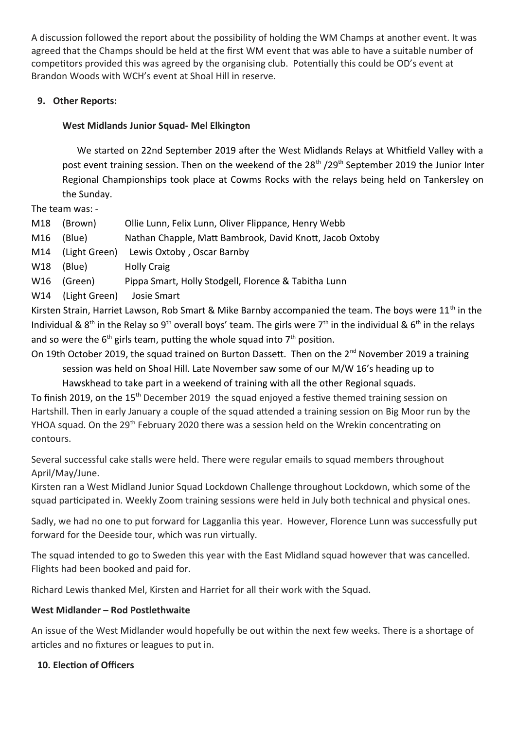A discussion followed the report about the possibility of holding the WM Champs at another event. It was agreed that the Champs should be held at the first WM event that was able to have a suitable number of competitors provided this was agreed by the organising club. Potentially this could be OD's event at Brandon Woods with WCH's event at Shoal Hill in reserve.

**9. Other Reports:**

**West Midlands Junior Squad- Mel Elkington**

We started on 22nd September 2019 after the West Midlands Relays at Whitfield Valley with a post event training session. Then on the weekend of the 28th /29th September 2019 the Junior Inter Regional Championships took place at Cowms Rocks with the relays being held on Tankersley on the Sunday.

The team was: -

| | | |
|---|---|---|
| M18 | (Brown) | Ollie Lunn, Felix Lunn, Oliver Flippance, Henry Webb |
| M16 | (Blue) | Nathan Chapple, Matt Bambrook, David Knott, Jacob Oxtoby |
| M14 | (Light Green) | Lewis Oxtoby , Oscar Barnby |
| W18 | (Blue) | Holly Craig |
| W16 | (Green) | Pippa Smart, Holly Stodgell, Florence & Tabitha Lunn |
| W14 | (Light Green) | Josie Smart |

Kirsten Strain, Harriet Lawson, Rob Smart & Mike Barnby accompanied the team. The boys were 11th in the Individual & 8th in the Relay so 9th overall boys' team. The girls were 7th in the individual & 6th in the relays and so were the 6th girls team, putting the whole squad into 7th position.

On 19th October 2019, the squad trained on Burton Dassett. Then on the 2nd November 2019 a training session was held on Shoal Hill. Late November saw some of our M/W 16's heading up to Hawskhead to take part in a weekend of training with all the other Regional squads.

To finish 2019, on the 15th December 2019 the squad enjoyed a festive themed training session on Hartshill. Then in early January a couple of the squad attended a training session on Big Moor run by the YHOA squad. On the 29th February 2020 there was a session held on the Wrekin concentrating on contours.

Several successful cake stalls were held. There were regular emails to squad members throughout April/May/June.

Kirsten ran a West Midland Junior Squad Lockdown Challenge throughout Lockdown, which some of the squad participated in. Weekly Zoom training sessions were held in July both technical and physical ones.

Sadly, we had no one to put forward for Lagganlia this year. However, Florence Lunn was successfully put forward for the Deeside tour, which was run virtually.

The squad intended to go to Sweden this year with the East Midland squad however that was cancelled. Flights had been booked and paid for.

Richard Lewis thanked Mel, Kirsten and Harriet for all their work with the Squad.

**West Midlander – Rod Postlethwaite**

An issue of the West Midlander would hopefully be out within the next few weeks. There is a shortage of articles and no fixtures or leagues to put in.

**10. Election of Officers**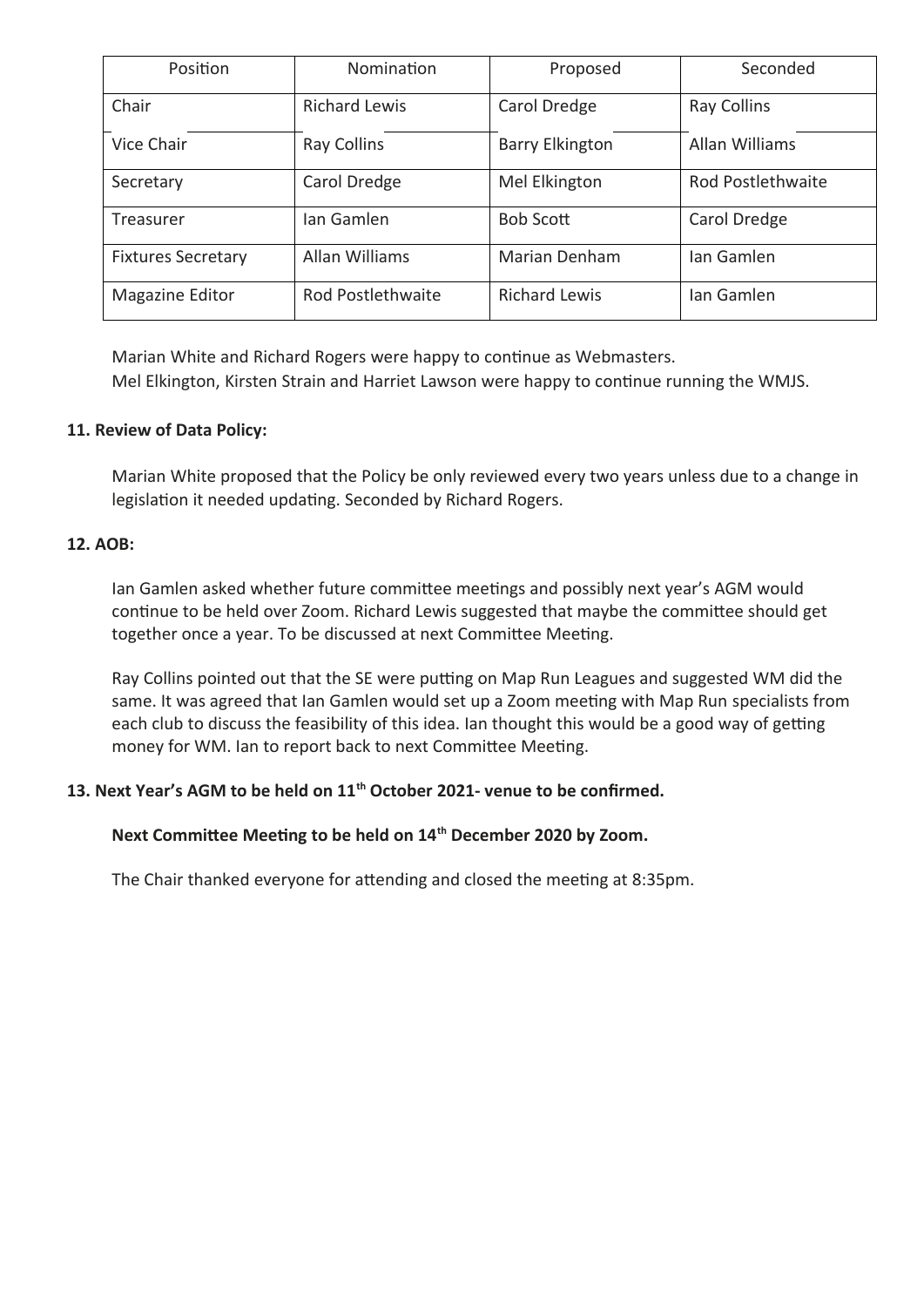| Position | Nomination | Proposed | Seconded |
|---|---|---|---|
| Chair | Richard Lewis | Carol Dredge | Ray Collins |
| Vice Chair | Ray Collins | Barry Elkington | Allan Williams |
| Secretary | Carol Dredge | Mel Elkington | Rod Postlethwaite |
| Treasurer | Ian Gamlen | Bob Scott | Carol Dredge |
| Fixtures Secretary | Allan Williams | Marian Denham | Ian Gamlen |
| Magazine Editor | Rod Postlethwaite | Richard Lewis | Ian Gamlen |

Marian White and Richard Rogers were happy to continue as Webmasters.
Mel Elkington, Kirsten Strain and Harriet Lawson were happy to continue running the WMJS.

**11. Review of Data Policy:**

Marian White proposed that the Policy be only reviewed every two years unless due to a change in legislation it needed updating. Seconded by Richard Rogers.

**12. AOB:**

Ian Gamlen asked whether future committee meetings and possibly next year's AGM would continue to be held over Zoom. Richard Lewis suggested that maybe the committee should get together once a year. To be discussed at next Committee Meeting.

Ray Collins pointed out that the SE were putting on Map Run Leagues and suggested WM did the same. It was agreed that Ian Gamlen would set up a Zoom meeting with Map Run specialists from each club to discuss the feasibility of this idea. Ian thought this would be a good way of getting money for WM. Ian to report back to next Committee Meeting.

**13. Next Year's AGM to be held on 11th October 2021- venue to be confirmed.**

**Next Committee Meeting to be held on 14th December 2020 by Zoom.**

The Chair thanked everyone for attending and closed the meeting at 8:35pm.